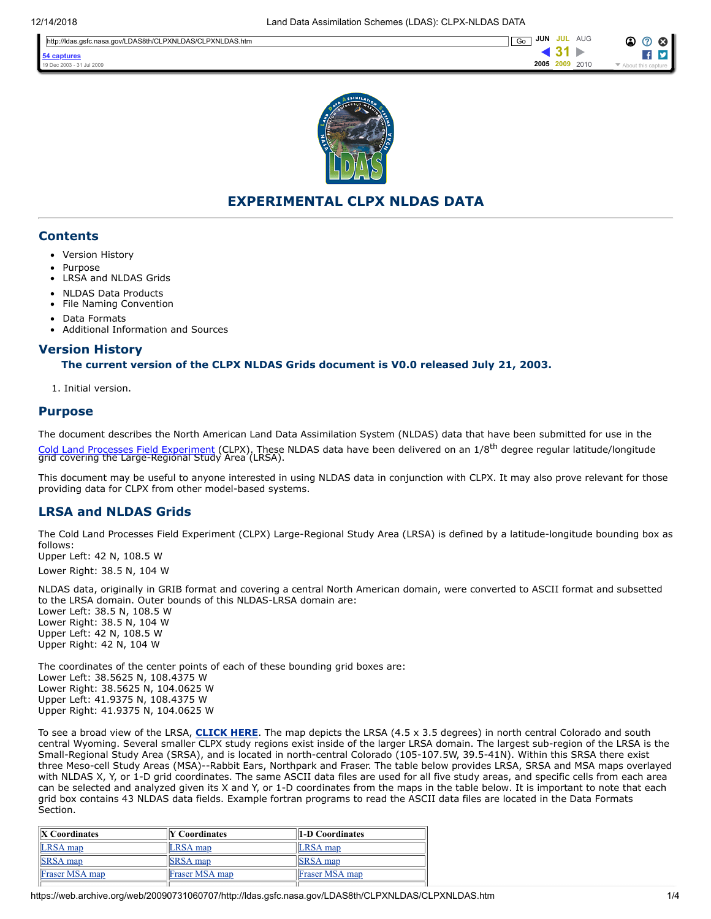# EXPERIMENTAL CLPX NLDAS DATA

## Contents

- Version History
- Purpose
- LRSA and NLDAS Grids
- NLDAS Data Products
- File Naming Convention
- Data Formats
- Additional Information and Sources

## Version History

**The current version of the CLPX NLDAS Grids document is V0.0 released July 21, 2003.**

1. Initial version.

## Purpose

The document describes the North American Land Data Assimilation System (NLDAS) data that have been submitted for use in the Cold Land Processes Field Experiment (CLPX). These NLDAS data have been delivered on an 1/8th degree regular latitude/longitude grid covering the Large-Regional Study Area (LRSA).

This document may be useful to anyone interested in using NLDAS data in conjunction with CLPX. It may also prove relevant for those providing data for CLPX from other model-based systems.

## LRSA and NLDAS Grids

The Cold Land Processes Field Experiment (CLPX) Large-Regional Study Area (LRSA) is defined by a latitude-longitude bounding box as follows:
Upper Left: 42 N, 108.5 W

Lower Right: 38.5 N, 104 W

NLDAS data, originally in GRIB format and covering a central North American domain, were converted to ASCII format and subsetted to the LRSA domain. Outer bounds of this NLDAS-LRSA domain are:
Lower Left: 38.5 N, 108.5 W
Lower Right: 38.5 N, 104 W
Upper Left: 42 N, 108.5 W
Upper Right: 42 N, 104 W

The coordinates of the center points of each of these bounding grid boxes are:
Lower Left: 38.5625 N, 108.4375 W
Lower Right: 38.5625 N, 104.0625 W
Upper Left: 41.9375 N, 108.4375 W
Upper Right: 41.9375 N, 104.0625 W

To see a broad view of the LRSA, **CLICK HERE**. The map depicts the LRSA (4.5 x 3.5 degrees) in north central Colorado and south central Wyoming. Several smaller CLPX study regions exist inside of the larger LRSA domain. The largest sub-region of the LRSA is the Small-Regional Study Area (SRSA), and is located in north-central Colorado (105-107.5W, 39.5-41N). Within this SRSA there exist three Meso-cell Study Areas (MSA)--Rabbit Ears, Northpark and Fraser. The table below provides LRSA, SRSA and MSA maps overlayed with NLDAS X, Y, or 1-D grid coordinates. The same ASCII data files are used for all five study areas, and specific cells from each area can be selected and analyzed given its X and Y, or 1-D coordinates from the maps in the table below. It is important to note that each grid box contains 43 NLDAS data fields. Example fortran programs to read the ASCII data files are located in the Data Formats Section.

| X Coordinates | Y Coordinates | 1-D Coordinates |
|---|---|---|
| LRSA map | LRSA map | LRSA map |
| SRSA map | SRSA map | SRSA map |
| Fraser MSA map | Fraser MSA map | Fraser MSA map |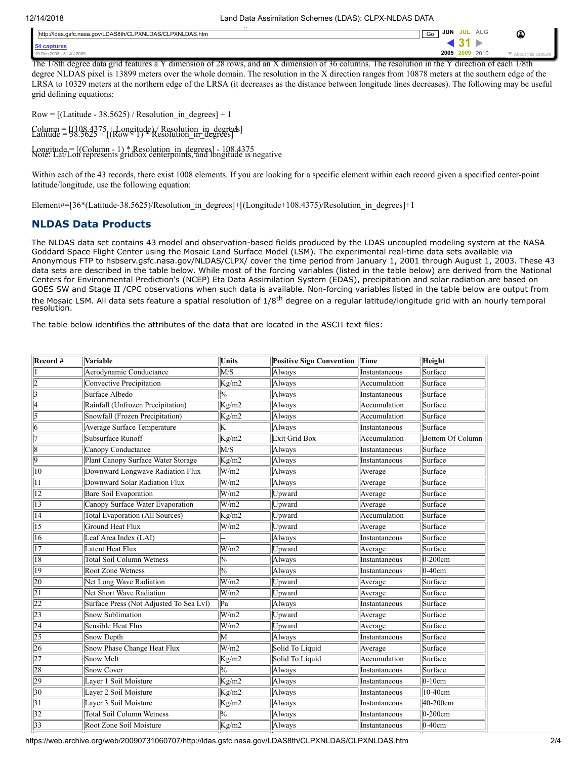The 1/8th degree data grid features a Y dimension of 28 rows, and an X dimension of 36 columns. The resolution in the Y direction of each 1/8th degree NLDAS pixel is 13899 meters over the whole domain. The resolution in the X direction ranges from 10878 meters at the southern edge of the LRSA to 10329 meters at the northern edge of the LRSA (it decreases as the distance between longitude lines decreases). The following may be useful grid defining equations:

Row = [(Latitude - 38.5625) / Resolution_in_degrees] + 1

Column = [(108.4375 + Longitude) / Resolution_in_degrees]

Latitude = 38.5625 + [(Row - 1) * Resolution_in_degrees]

Longitude = [(Column - 1) * Resolution_in_degrees] - 108.4375

Note: Lat/Lon represents gridbox centerpoints, and longitude is negative

Within each of the 43 records, there exist 1008 elements. If you are looking for a specific element within each record given a specified center-point latitude/longitude, use the following equation:

Element#=[36*(Latitude-38.5625)/Resolution_in_degrees]+[(Longitude+108.4375)/Resolution_in_degrees]+1

## NLDAS Data Products

The NLDAS data set contains 43 model and observation-based fields produced by the LDAS uncoupled modeling system at the NASA Goddard Space Flight Center using the Mosaic Land Surface Model (LSM). The experimental real-time data sets available via Anonymous FTP to hsbserv.gsfc.nasa.gov/NLDAS/CLPX/ cover the time period from January 1, 2001 through August 1, 2003. These 43 data sets are described in the table below. While most of the forcing variables (listed in the table below) are derived from the National Centers for Environmental Prediction's (NCEP) Eta Data Assimilation System (EDAS), precipitation and solar radiation are based on GOES SW and Stage II /CPC observations when such data is available. Non-forcing variables listed in the table below are output from the Mosaic LSM. All data sets feature a spatial resolution of 1/8$^{th}$ degree on a regular latitude/longitude grid with an hourly temporal resolution.

The table below identifies the attributes of the data that are located in the ASCII text files:

| Record # | Variable | Units | Positive Sign Convention | Time | Height |
|---|---|---|---|---|---|
| 1 | Aerodynamic Conductance | M/S | Always | Instantaneous | Surface |
| 2 | Convective Precipitation | Kg/m2 | Always | Accumulation | Surface |
| 3 | Surface Albedo | % | Always | Instantaneous | Surface |
| 4 | Rainfall (Unfrozen Precipitation) | Kg/m2 | Always | Accumulation | Surface |
| 5 | Snowfall (Frozen Precipitation) | Kg/m2 | Always | Accumulation | Surface |
| 6 | Average Surface Temperature | K | Always | Instantaneous | Surface |
| 7 | Subsurface Runoff | Kg/m2 | Exit Grid Box | Accumulation | Bottom Of Column |
| 8 | Canopy Conductance | M/S | Always | Instantaneous | Surface |
| 9 | Plant Canopy Surface Water Storage | Kg/m2 | Always | Instantaneous | Surface |
| 10 | Downward Longwave Radiation Flux | W/m2 | Always | Average | Surface |
| 11 | Downward Solar Radiation Flux | W/m2 | Always | Average | Surface |
| 12 | Bare Soil Evaporation | W/m2 | Upward | Average | Surface |
| 13 | Canopy Surface Water Evaporation | W/m2 | Upward | Average | Surface |
| 14 | Total Evaporation (All Sources) | Kg/m2 | Upward | Accumulation | Surface |
| 15 | Ground Heat Flux | W/m2 | Upward | Average | Surface |
| 16 | Leaf Area Index (LAI) | -- | Always | Instantaneous | Surface |
| 17 | Latent Heat Flux | W/m2 | Upward | Average | Surface |
| 18 | Total Soil Column Wetness | % | Always | Instantaneous | 0-200cm |
| 19 | Root Zone Wetness | % | Always | Instantaneous | 0-40cm |
| 20 | Net Long Wave Radiation | W/m2 | Upward | Average | Surface |
| 21 | Net Short Wave Radiation | W/m2 | Upward | Average | Surface |
| 22 | Surface Press (Not Adjusted To Sea Lvl) | Pa | Always | Instantaneous | Surface |
| 23 | Snow Sublimation | W/m2 | Upward | Average | Surface |
| 24 | Sensible Heat Flux | W/m2 | Upward | Average | Surface |
| 25 | Snow Depth | M | Always | Instantaneous | Surface |
| 26 | Snow Phase Change Heat Flux | W/m2 | Solid To Liquid | Average | Surface |
| 27 | Snow Melt | Kg/m2 | Solid To Liquid | Accumulation | Surface |
| 28 | Snow Cover | % | Always | Instantaneous | Surface |
| 29 | Layer 1 Soil Moisture | Kg/m2 | Always | Instantaneous | 0-10cm |
| 30 | Layer 2 Soil Moisture | Kg/m2 | Always | Instantaneous | 10-40cm |
| 31 | Layer 3 Soil Moisture | Kg/m2 | Always | Instantaneous | 40-200cm |
| 32 | Total Soil Column Wetness | % | Always | Instantaneous | 0-200cm |
| 33 | Root Zone Soil Moisture | Kg/m2 | Always | Instantaneous | 0-40cm |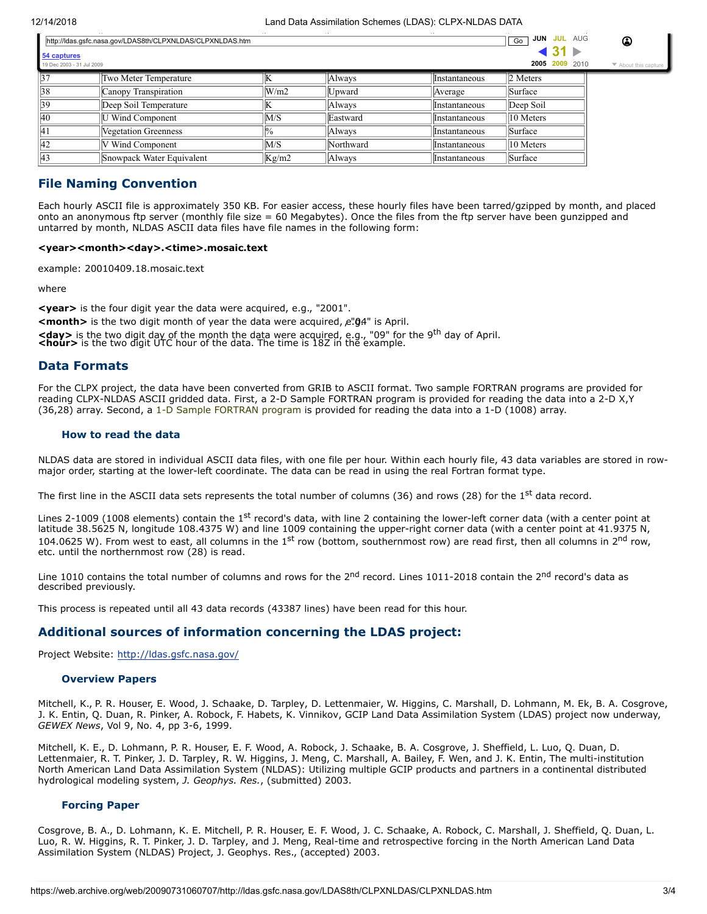| 37 | Two Meter Temperature | K | Always | Instantaneous | 2 Meters |
|---|---|---|---|---|---|
| 38 | Canopy Transpiration | W/m2 | Upward | Average | Surface |
| 39 | Deep Soil Temperature | K | Always | Instantaneous | Deep Soil |
| 40 | U Wind Component | M/S | Eastward | Instantaneous | 10 Meters |
| 41 | Vegetation Greenness | % | Always | Instantaneous | Surface |
| 42 | V Wind Component | M/S | Northward | Instantaneous | 10 Meters |
| 43 | Snowpack Water Equivalent | Kg/m2 | Always | Instantaneous | Surface |

## File Naming Convention

Each hourly ASCII file is approximately 350 KB. For easier access, these hourly files have been tarred/gzipped by month, and placed onto an anonymous ftp server (monthly file size = 60 Megabytes). Once the files from the ftp server have been gunzipped and untarred by month, NLDAS ASCII data files have file names in the following form:

**<year><month><day>.<time>.mosaic.text**

example: 20010409.18.mosaic.text

where

**<year>** is the four digit year the data were acquired, e.g., "2001".

**<month>** is the two digit month of year the data were acquired, e.g., "04" is April.

**<day>** is the two digit day of the month the data were acquired, e.g., "09" for the 9th day of April.
**<hour>** is the two digit UTC hour of the data. The time is 18Z in the example.

## Data Formats

For the CLPX project, the data have been converted from GRIB to ASCII format. Two sample FORTRAN programs are provided for reading CLPX-NLDAS ASCII gridded data. First, a 2-D Sample FORTRAN program is provided for reading the data into a 2-D X,Y (36,28) array. Second, a 1-D Sample FORTRAN program is provided for reading the data into a 1-D (1008) array.

### How to read the data

NLDAS data are stored in individual ASCII data files, with one file per hour. Within each hourly file, 43 data variables are stored in row-major order, starting at the lower-left coordinate. The data can be read in using the real Fortran format type.

The first line in the ASCII data sets represents the total number of columns (36) and rows (28) for the 1st data record.

Lines 2-1009 (1008 elements) contain the 1st record's data, with line 2 containing the lower-left corner data (with a center point at latitude 38.5625 N, longitude 108.4375 W) and line 1009 containing the upper-right corner data (with a center point at 41.9375 N, 104.0625 W). From west to east, all columns in the 1st row (bottom, southernmost row) are read first, then all columns in 2nd row, etc. until the northernmost row (28) is read.

Line 1010 contains the total number of columns and rows for the 2nd record. Lines 1011-2018 contain the 2nd record's data as described previously.

This process is repeated until all 43 data records (43387 lines) have been read for this hour.

## Additional sources of information concerning the LDAS project:

Project Website: http://ldas.gsfc.nasa.gov/

### Overview Papers

Mitchell, K., P. R. Houser, E. Wood, J. Schaake, D. Tarpley, D. Lettenmaier, W. Higgins, C. Marshall, D. Lohmann, M. Ek, B. A. Cosgrove, J. K. Entin, Q. Duan, R. Pinker, A. Robock, F. Habets, K. Vinnikov, GCIP Land Data Assimilation System (LDAS) project now underway, *GEWEX News*, Vol 9, No. 4, pp 3-6, 1999.

Mitchell, K. E., D. Lohmann, P. R. Houser, E. F. Wood, A. Robock, J. Schaake, B. A. Cosgrove, J. Sheffield, L. Luo, Q. Duan, D. Lettenmaier, R. T. Pinker, J. D. Tarpley, R. W. Higgins, J. Meng, C. Marshall, A. Bailey, F. Wen, and J. K. Entin, The multi-institution North American Land Data Assimilation System (NLDAS): Utilizing multiple GCIP products and partners in a continental distributed hydrological modeling system, *J. Geophys. Res.*, (submitted) 2003.

### Forcing Paper

Cosgrove, B. A., D. Lohmann, K. E. Mitchell, P. R. Houser, E. F. Wood, J. C. Schaake, A. Robock, C. Marshall, J. Sheffield, Q. Duan, L. Luo, R. W. Higgins, R. T. Pinker, J. D. Tarpley, and J. Meng, Real-time and retrospective forcing in the North American Land Data Assimilation System (NLDAS) Project, J. Geophys. Res., (accepted) 2003.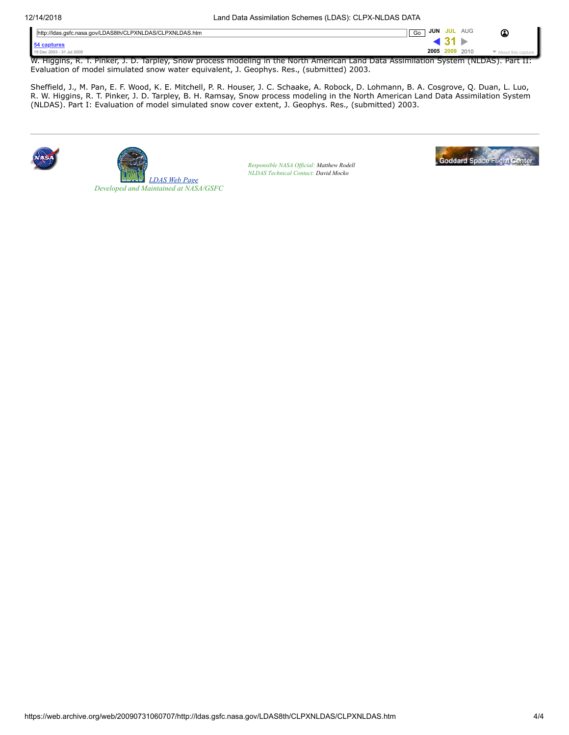W. Higgins, R. T. Pinker, J. D. Tarpley, Snow process modeling in the North American Land Data Assimilation System (NLDAS). Part II: Evaluation of model simulated snow water equivalent, J. Geophys. Res., (submitted) 2003.

Sheffield, J., M. Pan, E. F. Wood, K. E. Mitchell, P. R. Houser, J. C. Schaake, A. Robock, D. Lohmann, B. A. Cosgrove, Q. Duan, L. Luo, R. W. Higgins, R. T. Pinker, J. D. Tarpley, B. H. Ramsay, Snow process modeling in the North American Land Data Assimilation System (NLDAS). Part I: Evaluation of model simulated snow cover extent, J. Geophys. Res., (submitted) 2003.

---

LDAS Web Page
*Developed and Maintained at NASA/GSFC*

*Responsible NASA Official:* Matthew Rodell
*NLDAS Technical Contact:* David Mocko